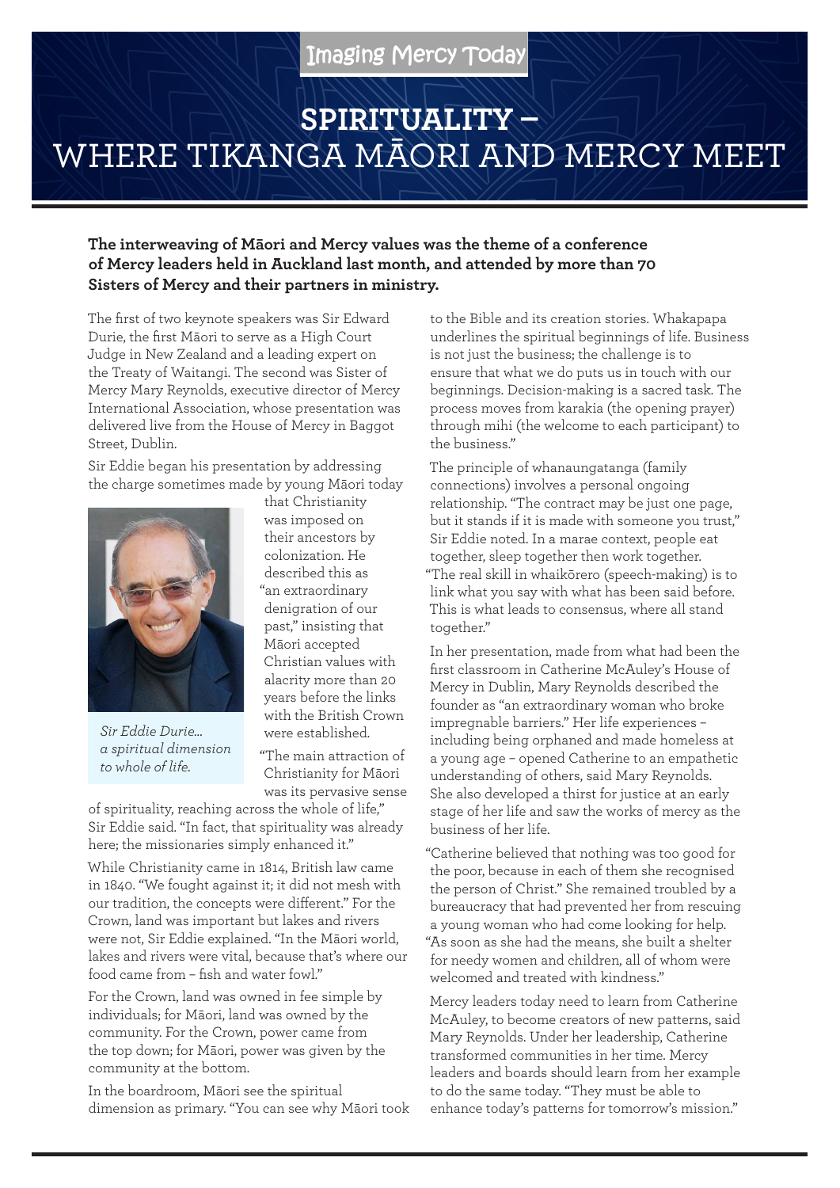Imaging Mercy Today

# SPIRITUALITY – WHERE TIKANGA MĀORI AND MERCY MEET

**The interweaving of Māori and Mercy values was the theme of a conference of Mercy leaders held in Auckland last month, and attended by more than 70 Sisters of Mercy and their partners in ministry.**

The first of two keynote speakers was Sir Edward Durie, the first Māori to serve as a High Court Judge in New Zealand and a leading expert on the Treaty of Waitangi. The second was Sister of Mercy Mary Reynolds, executive director of Mercy International Association, whose presentation was delivered live from the House of Mercy in Baggot Street, Dublin.

Sir Eddie began his presentation by addressing the charge sometimes made by young Māori today that Christianity was imposed on their ancestors by colonization. He described this as "an extraordinary denigration of our past," insisting that Māori accepted Christian values with alacrity more than 20 years before the links with the British Crown were established.

*Sir Eddie Durie... a spiritual dimension to whole of life.*

"The main attraction of Christianity for Māori was its pervasive sense of spirituality, reaching across the whole of life," Sir Eddie said. "In fact, that spirituality was already here; the missionaries simply enhanced it."

While Christianity came in 1814, British law came in 1840. "We fought against it; it did not mesh with our tradition, the concepts were different." For the Crown, land was important but lakes and rivers were not, Sir Eddie explained. "In the Māori world, lakes and rivers were vital, because that's where our food came from – fish and water fowl."

For the Crown, land was owned in fee simple by individuals; for Māori, land was owned by the community. For the Crown, power came from the top down; for Māori, power was given by the community at the bottom.

In the boardroom, Māori see the spiritual dimension as primary. "You can see why Māori took to the Bible and its creation stories. Whakapapa underlines the spiritual beginnings of life. Business is not just the business; the challenge is to ensure that what we do puts us in touch with our beginnings. Decision-making is a sacred task. The process moves from karakia (the opening prayer) through mihi (the welcome to each participant) to the business."

The principle of whanaungatanga (family connections) involves a personal ongoing relationship. "The contract may be just one page, but it stands if it is made with someone you trust," Sir Eddie noted. In a marae context, people eat together, sleep together then work together.

"The real skill in whaikōrero (speech-making) is to link what you say with what has been said before. This is what leads to consensus, where all stand together."

In her presentation, made from what had been the first classroom in Catherine McAuley's House of Mercy in Dublin, Mary Reynolds described the founder as "an extraordinary woman who broke impregnable barriers." Her life experiences – including being orphaned and made homeless at a young age – opened Catherine to an empathetic understanding of others, said Mary Reynolds. She also developed a thirst for justice at an early stage of her life and saw the works of mercy as the business of her life.

"Catherine believed that nothing was too good for the poor, because in each of them she recognised the person of Christ." She remained troubled by a bureaucracy that had prevented her from rescuing a young woman who had come looking for help.

"As soon as she had the means, she built a shelter for needy women and children, all of whom were welcomed and treated with kindness."

Mercy leaders today need to learn from Catherine McAuley, to become creators of new patterns, said Mary Reynolds. Under her leadership, Catherine transformed communities in her time. Mercy leaders and boards should learn from her example to do the same today. "They must be able to enhance today's patterns for tomorrow's mission."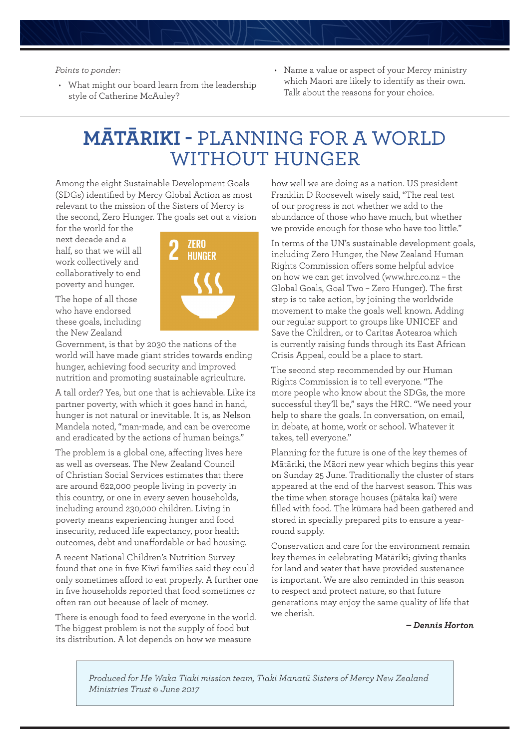*Points to ponder:*

- What might our board learn from the leadership style of Catherine McAuley?
- Name a value or aspect of your Mercy ministry which Maori are likely to identify as their own. Talk about the reasons for your choice.

# MĀTĀRIKI - PLANNING FOR A WORLD WITHOUT HUNGER

Among the eight Sustainable Development Goals (SDGs) identified by Mercy Global Action as most relevant to the mission of the Sisters of Mercy is the second, Zero Hunger. The goals set out a vision for the world for the next decade and a half, so that we will all work collectively and collaboratively to end poverty and hunger.

2 ZERO HUNGER

The hope of all those who have endorsed these goals, including the New Zealand Government, is that by 2030 the nations of the world will have made giant strides towards ending hunger, achieving food security and improved nutrition and promoting sustainable agriculture.

A tall order? Yes, but one that is achievable. Like its partner poverty, with which it goes hand in hand, hunger is not natural or inevitable. It is, as Nelson Mandela noted, "man-made, and can be overcome and eradicated by the actions of human beings."

The problem is a global one, affecting lives here as well as overseas. The New Zealand Council of Christian Social Services estimates that there are around 622,000 people living in poverty in this country, or one in every seven households, including around 230,000 children. Living in poverty means experiencing hunger and food insecurity, reduced life expectancy, poor health outcomes, debt and unaffordable or bad housing.

A recent National Children's Nutrition Survey found that one in five Kiwi families said they could only sometimes afford to eat properly. A further one in five households reported that food sometimes or often ran out because of lack of money.

There is enough food to feed everyone in the world. The biggest problem is not the supply of food but its distribution. A lot depends on how we measure how well we are doing as a nation. US president Franklin D Roosevelt wisely said, "The real test of our progress is not whether we add to the abundance of those who have much, but whether we provide enough for those who have too little."

In terms of the UN's sustainable development goals, including Zero Hunger, the New Zealand Human Rights Commission offers some helpful advice on how we can get involved (www.hrc.co.nz – the Global Goals, Goal Two – Zero Hunger). The first step is to take action, by joining the worldwide movement to make the goals well known. Adding our regular support to groups like UNICEF and Save the Children, or to Caritas Aotearoa which is currently raising funds through its East African Crisis Appeal, could be a place to start.

The second step recommended by our Human Rights Commission is to tell everyone. "The more people who know about the SDGs, the more successful they'll be," says the HRC. "We need your help to share the goals. In conversation, on email, in debate, at home, work or school. Whatever it takes, tell everyone."

Planning for the future is one of the key themes of Mātāriki, the Māori new year which begins this year on Sunday 25 June. Traditionally the cluster of stars appeared at the end of the harvest season. This was the time when storage houses (pātaka kai) were filled with food. The kūmara had been gathered and stored in specially prepared pits to ensure a year-round supply.

Conservation and care for the environment remain key themes in celebrating Mātāriki; giving thanks for land and water that have provided sustenance is important. We are also reminded in this season to respect and protect nature, so that future generations may enjoy the same quality of life that we cherish.

***– Dennis Horton***

*Produced for He Waka Tiaki mission team, Tiaki Manatū Sisters of Mercy New Zealand Ministries Trust © June 2017*